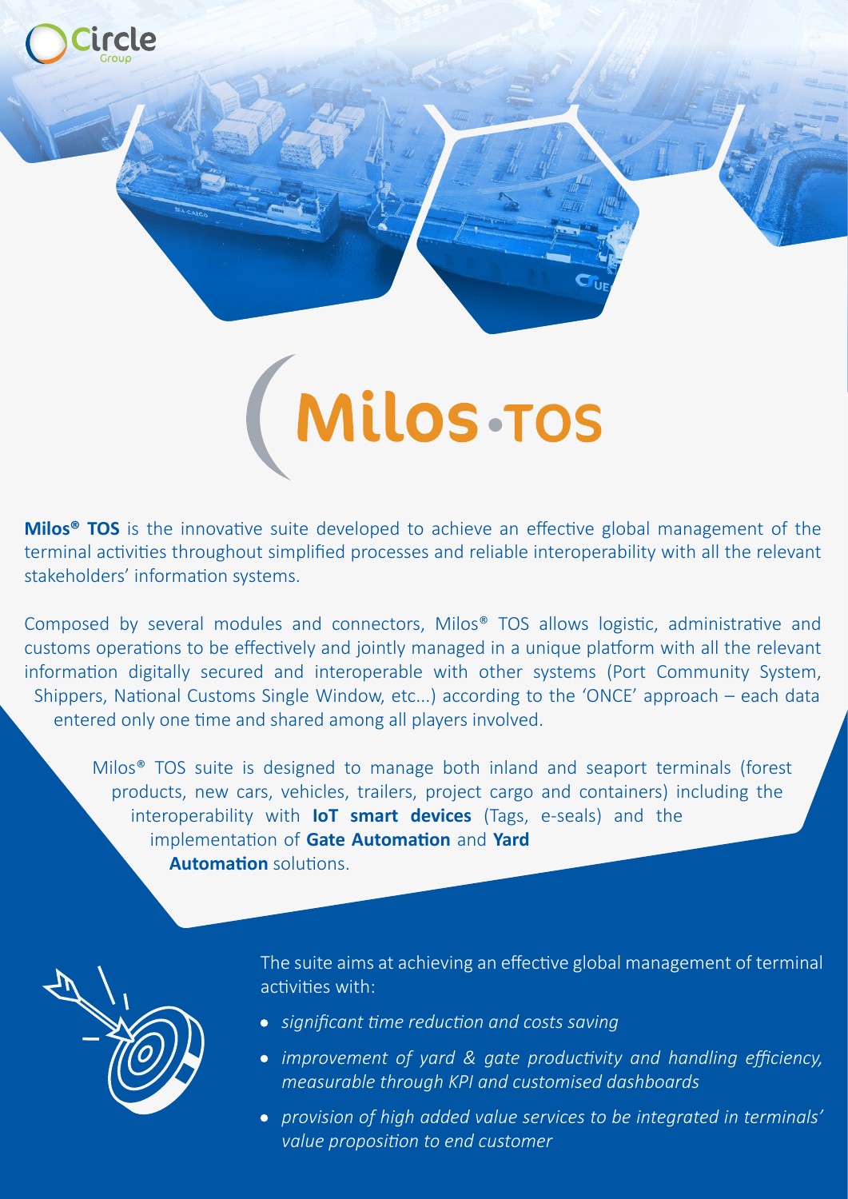# Milos·TOS

**Milos® TOS** is the innovative suite developed to achieve an effective global management of the terminal activities throughout simplified processes and reliable interoperability with all the relevant stakeholders' information systems.

Composed by several modules and connectors, Milos® TOS allows logistic, administrative and customs operations to be effectively and jointly managed in a unique platform with all the relevant information digitally secured and interoperable with other systems (Port Community System, Shippers, National Customs Single Window, etc...) according to the 'ONCE' approach – each data entered only one time and shared among all players involved.

Milos® TOS suite is designed to manage both inland and seaport terminals (forest products, new cars, vehicles, trailers, project cargo and containers) including the interoperability with **IoT smart devices** (Tags, e-seals) and the implementation of **Gate Automation** and **Yard Automation** solutions.

The suite aims at achieving an effective global management of terminal activities with:

- *significant time reduction and costs saving*
- *improvement of yard & gate productivity and handling efficiency, measurable through KPI and customised dashboards*
- *provision of high added value services to be integrated in terminals' value proposition to end customer*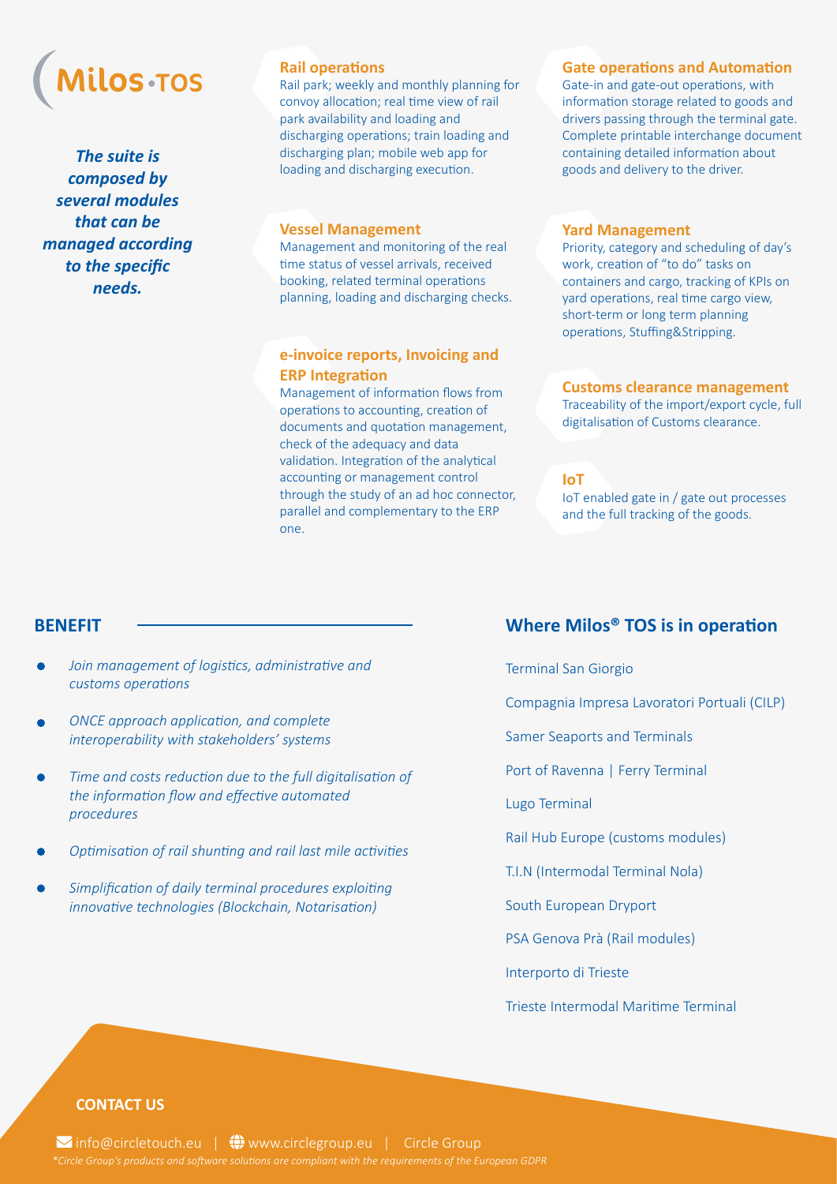# Milos·TOS

***The suite is composed by several modules that can be managed according to the specific needs.***

### Rail operations

Rail park; weekly and monthly planning for convoy allocation; real time view of rail park availability and loading and discharging operations; train loading and discharging plan; mobile web app for loading and discharging execution.

### Vessel Management

Management and monitoring of the real time status of vessel arrivals, received booking, related terminal operations planning, loading and discharging checks.

### e-invoice reports, Invoicing and ERP Integration

Management of information flows from operations to accounting, creation of documents and quotation management, check of the adequacy and data validation. Integration of the analytical accounting or management control through the study of an ad hoc connector, parallel and complementary to the ERP one.

### Gate operations and Automation

Gate-in and gate-out operations, with information storage related to goods and drivers passing through the terminal gate. Complete printable interchange document containing detailed information about goods and delivery to the driver.

### Yard Management

Priority, category and scheduling of day's work, creation of "to do" tasks on containers and cargo, tracking of KPIs on yard operations, real time cargo view, short-term or long term planning operations, Stuffing&Stripping.

### Customs clearance management

Traceability of the import/export cycle, full digitalisation of Customs clearance.

### IoT

IoT enabled gate in / gate out processes and the full tracking of the goods.

## BENEFIT

- *Join management of logistics, administrative and customs operations*
- *ONCE approach application, and complete interoperability with stakeholders' systems*
- *Time and costs reduction due to the full digitalisation of the information flow and effective automated procedures*
- *Optimisation of rail shunting and rail last mile activities*
- *Simplification of daily terminal procedures exploiting innovative technologies (Blockchain, Notarisation)*

## Where Milos® TOS is in operation

Terminal San Giorgio

Compagnia Impresa Lavoratori Portuali (CILP)

Samer Seaports and Terminals

Port of Ravenna | Ferry Terminal

Lugo Terminal

Rail Hub Europe (customs modules)

T.I.N (Intermodal Terminal Nola)

South European Dryport

PSA Genova Prà (Rail modules)

Interporto di Trieste

Trieste Intermodal Maritime Terminal

**CONTACT US**

info@circletouch.eu | www.circlegroup.eu | Circle Group

*\*Circle Group's products and software solutions are compliant with the requirements of the European GDPR*